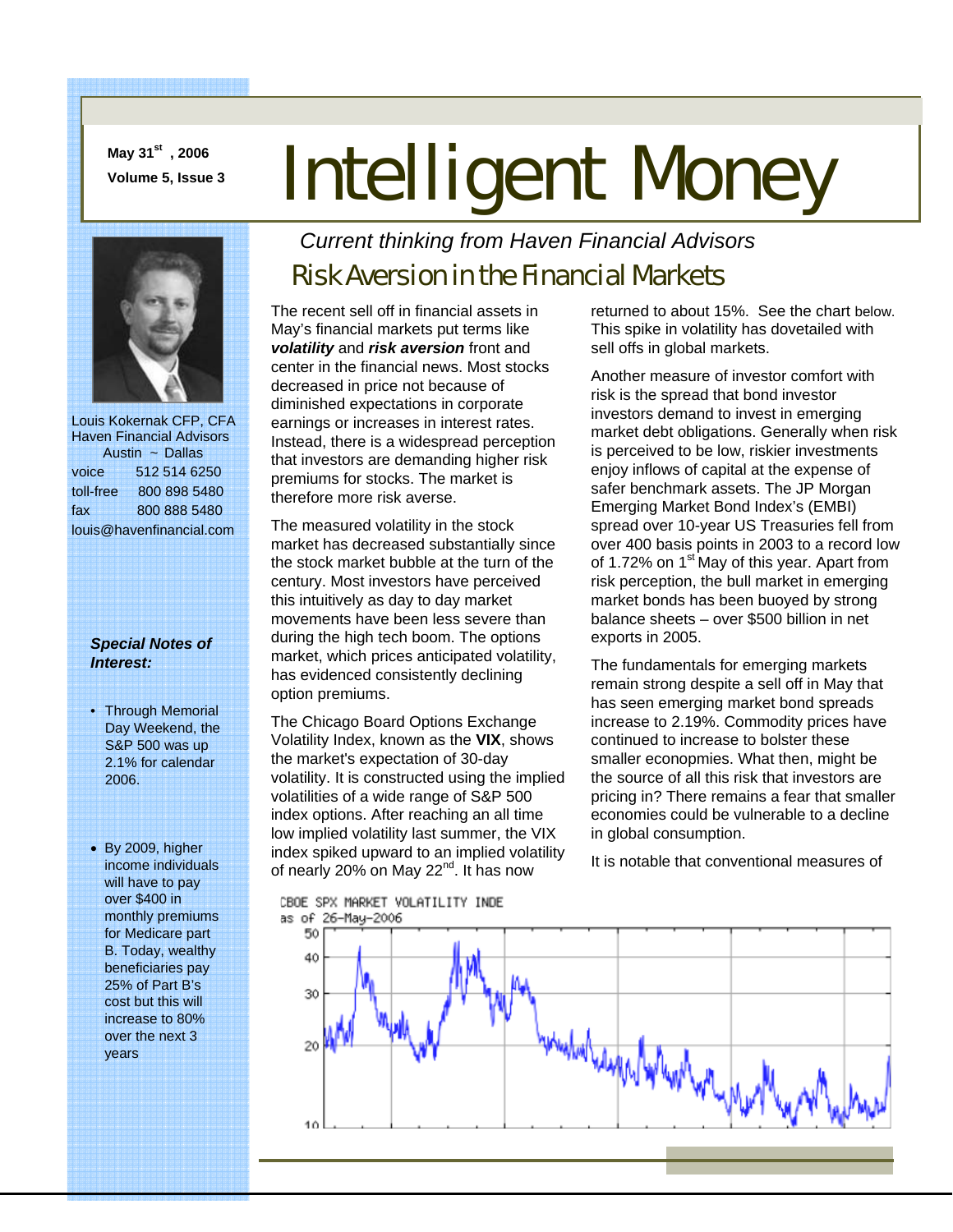May 31st, 2006
Volume 5, Issue 3

# Intelligent Money

*Current thinking from Haven Financial Advisors*

## Risk Aversion in the Financial Markets

The recent sell off in financial assets in May's financial markets put terms like ***volatility*** and ***risk aversion*** front and center in the financial news. Most stocks decreased in price not because of diminished expectations in corporate earnings or increases in interest rates. Instead, there is a widespread perception that investors are demanding higher risk premiums for stocks. The market is therefore more risk averse.

The measured volatility in the stock market has decreased substantially since the stock market bubble at the turn of the century. Most investors have perceived this intuitively as day to day market movements have been less severe than during the high tech boom. The options market, which prices anticipated volatility, has evidenced consistently declining option premiums.

The Chicago Board Options Exchange Volatility Index, known as the **VIX**, shows the market's expectation of 30-day volatility. It is constructed using the implied volatilities of a wide range of S&P 500 index options. After reaching an all time low implied volatility last summer, the VIX index spiked upward to an implied volatility of nearly 20% on May 22nd. It has now returned to about 15%. See the chart below. This spike in volatility has dovetailed with sell offs in global markets.

Another measure of investor comfort with risk is the spread that bond investor investors demand to invest in emerging market debt obligations. Generally when risk is perceived to be low, riskier investments enjoy inflows of capital at the expense of safer benchmark assets. The JP Morgan Emerging Market Bond Index's (EMBI) spread over 10-year US Treasuries fell from over 400 basis points in 2003 to a record low of 1.72% on 1st May of this year. Apart from risk perception, the bull market in emerging market bonds has been buoyed by strong balance sheets – over $500 billion in net exports in 2005.

The fundamentals for emerging markets remain strong despite a sell off in May that has seen emerging market bond spreads increase to 2.19%. Commodity prices have continued to increase to bolster these smaller econopmies. What then, might be the source of all this risk that investors are pricing in? There remains a fear that smaller economies could be vulnerable to a decline in global consumption.

It is notable that conventional measures of

CBOE SPX MARKET VOLATILITY INDE
as of 26-May-2006

---

Louis Kokernak CFP, CFA
Haven Financial Advisors
Austin ~ Dallas

| | |
|---|---|
| voice | 512 514 6250 |
| toll-free | 800 898 5480 |
| fax | 800 888 5480 |

louis@havenfinancial.com

***Special Notes of Interest:***

- Through Memorial Day Weekend, the S&P 500 was up 2.1% for calendar 2006.
- By 2009, higher income individuals will have to pay over $400 in monthly premiums for Medicare part B. Today, wealthy beneficiaries pay 25% of Part B's cost but this will increase to 80% over the next 3 years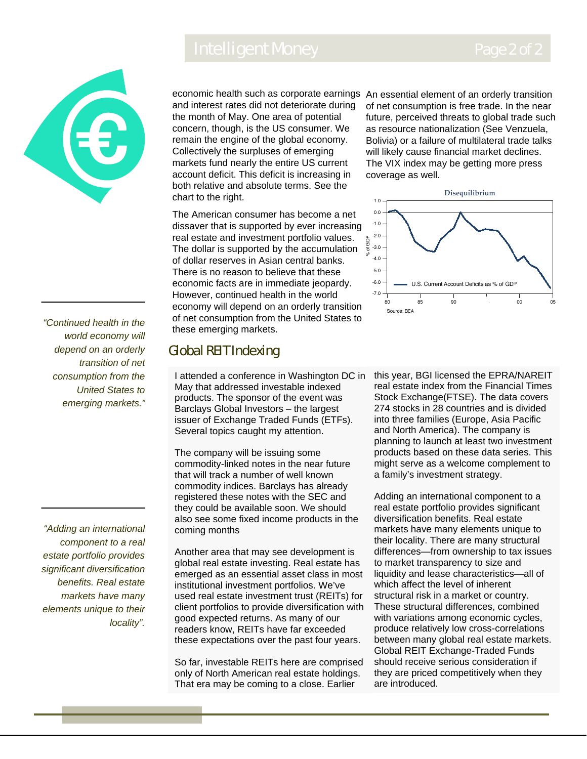economic health such as corporate earnings and interest rates did not deteriorate during the month of May. One area of potential concern, though, is the US consumer. We remain the engine of the global economy. Collectively the surpluses of emerging markets fund nearly the entire US current account deficit. This deficit is increasing in both relative and absolute terms. See the chart to the right.

The American consumer has become a net dissaver that is supported by ever increasing real estate and investment portfolio values. The dollar is supported by the accumulation of dollar reserves in Asian central banks. There is no reason to believe that these economic facts are in immediate jeopardy. However, continued health in the world economy will depend on an orderly transition of net consumption from the United States to these emerging markets.

*"Continued health in the world economy will depend on an orderly transition of net consumption from the United States to emerging markets."*

An essential element of an orderly transition of net consumption is free trade. In the near future, perceived threats to global trade such as resource nationalization (See Venzuela, Bolivia) or a failure of multilateral trade talks will likely cause financial market declines. The VIX index may be getting more press coverage as well.

Disequilibrium

1.0
0.0
-1.0
-2.0
-3.0
-4.0
-5.0
-6.0
-7.0

% of GDP

80
85
90
00
05

U.S. Current Account Deficits as % of GDP

Source: BEA

## Global REIT Indexing

I attended a conference in Washington DC in May that addressed investable indexed products. The sponsor of the event was Barclays Global Investors – the largest issuer of Exchange Traded Funds (ETFs). Several topics caught my attention.

The company will be issuing some commodity-linked notes in the near future that will track a number of well known commodity indices. Barclays has already registered these notes with the SEC and they could be available soon. We should also see some fixed income products in the coming months

Another area that may see development is global real estate investing. Real estate has emerged as an essential asset class in most institutional investment portfolios. We've used real estate investment trust (REITs) for client portfolios to provide diversification with good expected returns. As many of our readers know, REITs have far exceeded these expectations over the past four years.

So far, investable REITs here are comprised only of North American real estate holdings. That era may be coming to a close. Earlier this year, BGI licensed the EPRA/NAREIT real estate index from the Financial Times Stock Exchange(FTSE). The data covers 274 stocks in 28 countries and is divided into three families (Europe, Asia Pacific and North America). The company is planning to launch at least two investment products based on these data series. This might serve as a welcome complement to a family's investment strategy.

*"Adding an international component to a real estate portfolio provides significant diversification benefits. Real estate markets have many elements unique to their locality".*

Adding an international component to a real estate portfolio provides significant diversification benefits. Real estate markets have many elements unique to their locality. There are many structural differences—from ownership to tax issues to market transparency to size and liquidity and lease characteristics—all of which affect the level of inherent structural risk in a market or country. These structural differences, combined with variations among economic cycles, produce relatively low cross-correlations between many global real estate markets. Global REIT Exchange-Traded Funds should receive serious consideration if they are priced competitively when they are introduced.